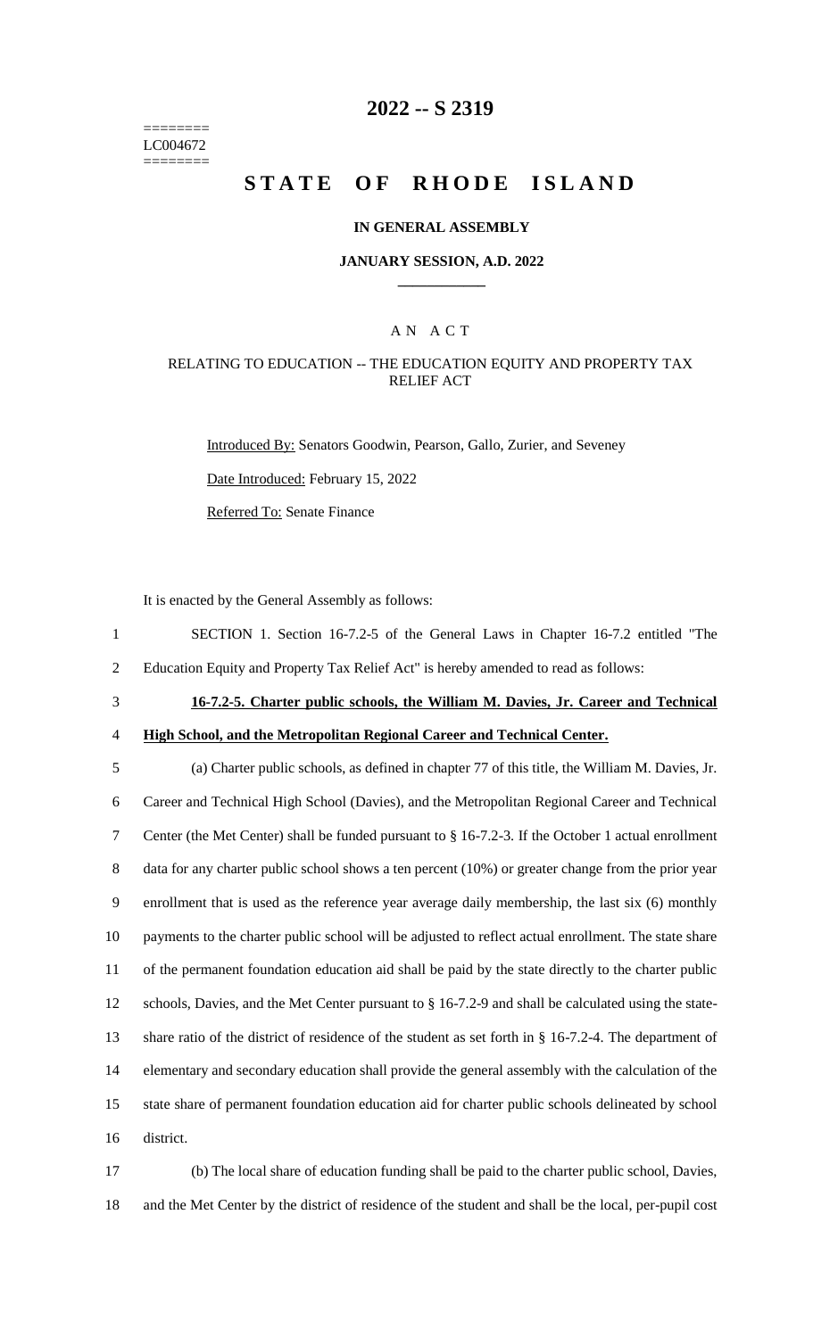========
LC004672
========

# 2022 -- S 2319

# STATE OF RHODE ISLAND

## IN GENERAL ASSEMBLY

### JANUARY SESSION, A.D. 2022

---

## A N A C T

### RELATING TO EDUCATION -- THE EDUCATION EQUITY AND PROPERTY TAX RELIEF ACT

Introduced By: Senators Goodwin, Pearson, Gallo, Zurier, and Seveney

Date Introduced: February 15, 2022

Referred To: Senate Finance

It is enacted by the General Assembly as follows:

SECTION 1. Section 16-7.2-5 of the General Laws in Chapter 16-7.2 entitled "The Education Equity and Property Tax Relief Act" is hereby amended to read as follows:

**16-7.2-5. Charter public schools, the William M. Davies, Jr. Career and Technical High School, and the Metropolitan Regional Career and Technical Center.**

(a) Charter public schools, as defined in chapter 77 of this title, the William M. Davies, Jr. Career and Technical High School (Davies), and the Metropolitan Regional Career and Technical Center (the Met Center) shall be funded pursuant to § 16-7.2-3. If the October 1 actual enrollment data for any charter public school shows a ten percent (10%) or greater change from the prior year enrollment that is used as the reference year average daily membership, the last six (6) monthly payments to the charter public school will be adjusted to reflect actual enrollment. The state share of the permanent foundation education aid shall be paid by the state directly to the charter public schools, Davies, and the Met Center pursuant to § 16-7.2-9 and shall be calculated using the state-share ratio of the district of residence of the student as set forth in § 16-7.2-4. The department of elementary and secondary education shall provide the general assembly with the calculation of the state share of permanent foundation education aid for charter public schools delineated by school district.

(b) The local share of education funding shall be paid to the charter public school, Davies, and the Met Center by the district of residence of the student and shall be the local, per-pupil cost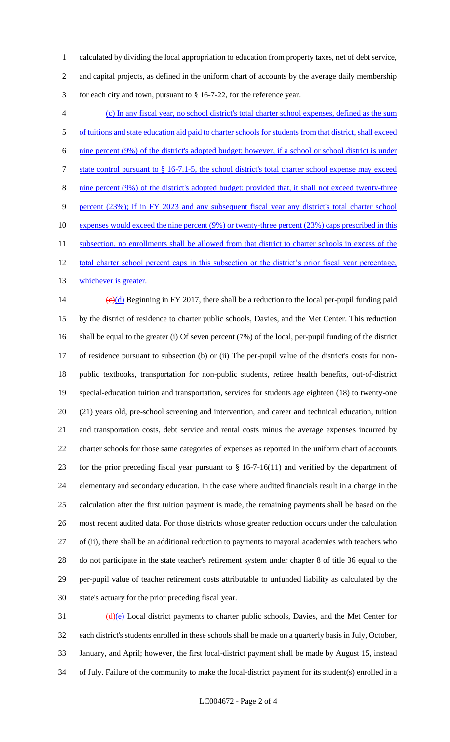calculated by dividing the local appropriation to education from property taxes, net of debt service, and capital projects, as defined in the uniform chart of accounts by the average daily membership for each city and town, pursuant to § 16-7-22, for the reference year.

<u>(c) In any fiscal year, no school district's total charter school expenses, defined as the sum of tuitions and state education aid paid to charter schools for students from that district, shall exceed nine percent (9%) of the district's adopted budget; however, if a school or school district is under state control pursuant to § 16-7.1-5, the school district's total charter school expense may exceed nine percent (9%) of the district's adopted budget; provided that, it shall not exceed twenty-three percent (23%); if in FY 2023 and any subsequent fiscal year any district's total charter school expenses would exceed the nine percent (9%) or twenty-three percent (23%) caps prescribed in this subsection, no enrollments shall be allowed from that district to charter schools in excess of the total charter school percent caps in this subsection or the district's prior fiscal year percentage, whichever is greater.</u>

~~(c)~~<u>(d)</u> Beginning in FY 2017, there shall be a reduction to the local per-pupil funding paid by the district of residence to charter public schools, Davies, and the Met Center. This reduction shall be equal to the greater (i) Of seven percent (7%) of the local, per-pupil funding of the district of residence pursuant to subsection (b) or (ii) The per-pupil value of the district's costs for non-public textbooks, transportation for non-public students, retiree health benefits, out-of-district special-education tuition and transportation, services for students age eighteen (18) to twenty-one (21) years old, pre-school screening and intervention, and career and technical education, tuition and transportation costs, debt service and rental costs minus the average expenses incurred by charter schools for those same categories of expenses as reported in the uniform chart of accounts for the prior preceding fiscal year pursuant to § 16-7-16(11) and verified by the department of elementary and secondary education. In the case where audited financials result in a change in the calculation after the first tuition payment is made, the remaining payments shall be based on the most recent audited data. For those districts whose greater reduction occurs under the calculation of (ii), there shall be an additional reduction to payments to mayoral academies with teachers who do not participate in the state teacher's retirement system under chapter 8 of title 36 equal to the per-pupil value of teacher retirement costs attributable to unfunded liability as calculated by the state's actuary for the prior preceding fiscal year.

~~(d)~~<u>(e)</u> Local district payments to charter public schools, Davies, and the Met Center for each district's students enrolled in these schools shall be made on a quarterly basis in July, October, January, and April; however, the first local-district payment shall be made by August 15, instead of July. Failure of the community to make the local-district payment for its student(s) enrolled in a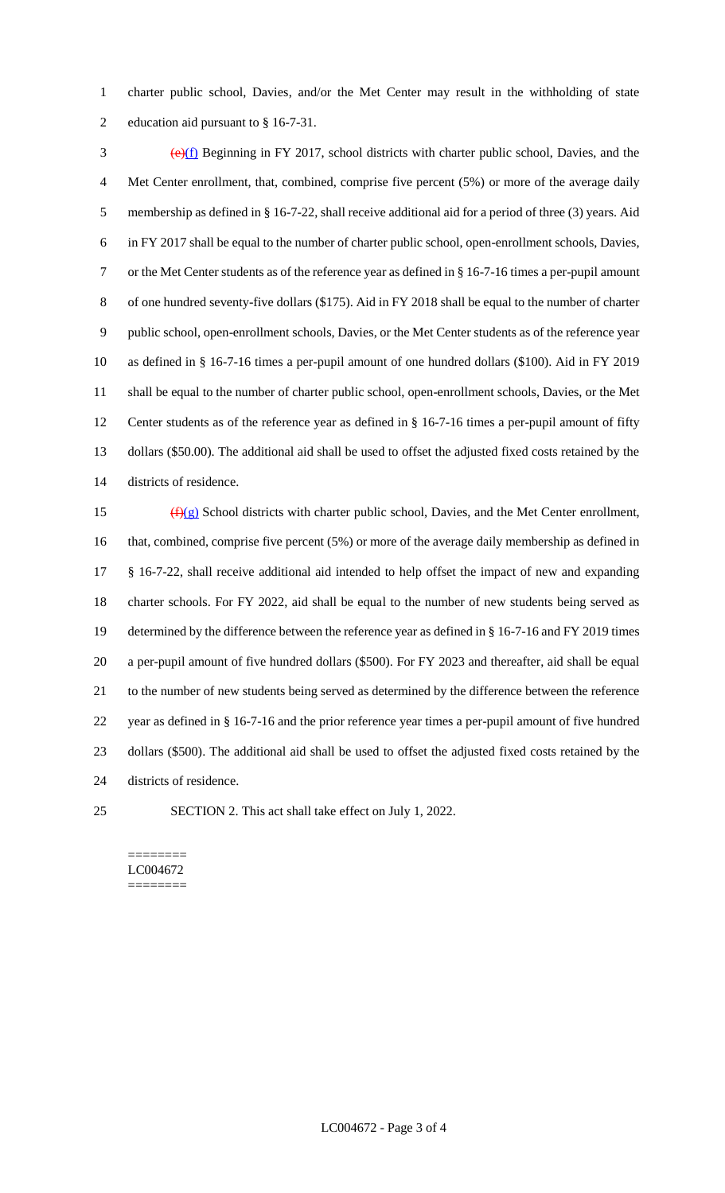charter public school, Davies, and/or the Met Center may result in the withholding of state education aid pursuant to § 16-7-31.

~~(e)~~(f) Beginning in FY 2017, school districts with charter public school, Davies, and the Met Center enrollment, that, combined, comprise five percent (5%) or more of the average daily membership as defined in § 16-7-22, shall receive additional aid for a period of three (3) years. Aid in FY 2017 shall be equal to the number of charter public school, open-enrollment schools, Davies, or the Met Center students as of the reference year as defined in § 16-7-16 times a per-pupil amount of one hundred seventy-five dollars ($175). Aid in FY 2018 shall be equal to the number of charter public school, open-enrollment schools, Davies, or the Met Center students as of the reference year as defined in § 16-7-16 times a per-pupil amount of one hundred dollars ($100). Aid in FY 2019 shall be equal to the number of charter public school, open-enrollment schools, Davies, or the Met Center students as of the reference year as defined in § 16-7-16 times a per-pupil amount of fifty dollars ($50.00). The additional aid shall be used to offset the adjusted fixed costs retained by the districts of residence.

~~(f)~~(g) School districts with charter public school, Davies, and the Met Center enrollment, that, combined, comprise five percent (5%) or more of the average daily membership as defined in § 16-7-22, shall receive additional aid intended to help offset the impact of new and expanding charter schools. For FY 2022, aid shall be equal to the number of new students being served as determined by the difference between the reference year as defined in § 16-7-16 and FY 2019 times a per-pupil amount of five hundred dollars ($500). For FY 2023 and thereafter, aid shall be equal to the number of new students being served as determined by the difference between the reference year as defined in § 16-7-16 and the prior reference year times a per-pupil amount of five hundred dollars ($500). The additional aid shall be used to offset the adjusted fixed costs retained by the districts of residence.

SECTION 2. This act shall take effect on July 1, 2022.

========
LC004672
========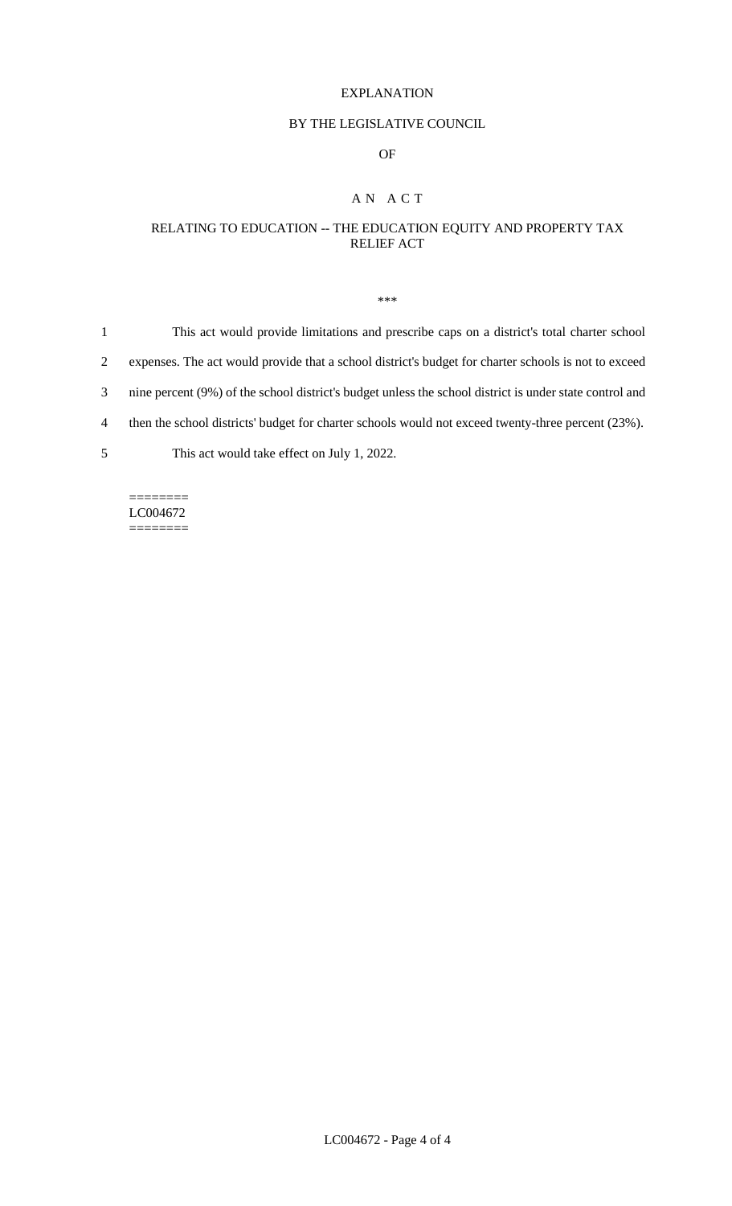EXPLANATION

BY THE LEGISLATIVE COUNCIL

OF

# A N A C T

RELATING TO EDUCATION -- THE EDUCATION EQUITY AND PROPERTY TAX RELIEF ACT

\*\*\*

1 This act would provide limitations and prescribe caps on a district's total charter school
2 expenses. The act would provide that a school district's budget for charter schools is not to exceed
3 nine percent (9%) of the school district's budget unless the school district is under state control and
4 then the school districts' budget for charter schools would not exceed twenty-three percent (23%).
5 This act would take effect on July 1, 2022.

========
LC004672
========